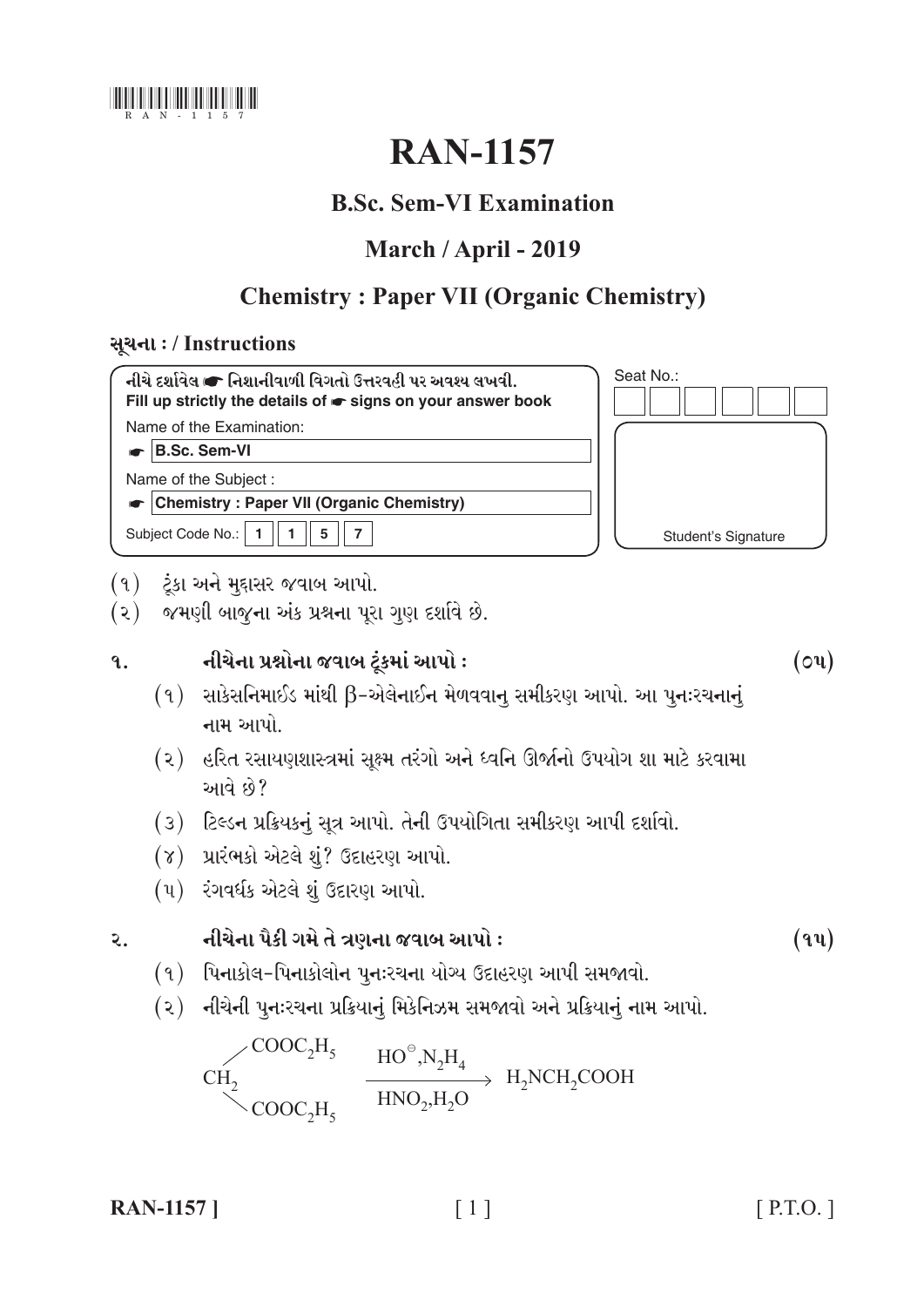RAN-1157

# RAN-1157

## B.Sc. Sem-VI Examination

## March / April - 2019

## Chemistry : Paper VII (Organic Chemistry)

**સૂચના : / Instructions**

**નીચે દર્શાવેલ ☛ નિશાનીવાળી વિગતો ઉત્તરવહી પર અવશ્ય લખવી.**
**Fill up strictly the details of ☛ signs on your answer book**

Name of the Examination:

☛ **B.Sc. Sem-VI**

Name of the Subject :

☛ **Chemistry : Paper VII (Organic Chemistry)**

Subject Code No.: 1 1 5 7

Seat No.:

Student's Signature

(૧) ટૂંકા અને મુદ્દાસર જવાબ આપો.
(૨) જમણી બાજુના અંક પ્રશ્નના પૂરા ગુણ દર્શાવે છે.

**૧. નીચેના પ્રશ્નોના જવાબ ટૂંકમાં આપો :** **(૦૫)**

(૧) સાકેસનિમાઈડ માંથી β-એલેનાઈન મેળવવાનુ સમીકરણ આપો. આ પુનઃરચનાનું નામ આપો.

(૨) હરિત રસાયણશાસ્ત્રમાં સૂક્ષ્મ તરંગો અને ધ્વનિ ઊર્જાનો ઉપયોગ શા માટે કરવામા આવે છે?

(૩) ટિલ્ડન પ્રક્રિયકનું સૂત્ર આપો. તેની ઉપયોગિતા સમીકરણ આપી દર્શાવો.

(૪) પ્રારંભકો એટલે શું? ઉદાહરણ આપો.

(૫) રંગવર્ધક એટલે શું ઉદારણ આપો.

**૨. નીચેના પૈકી ગમે તે ત્રણના જવાબ આપો :** **(૧૫)**

(૧) પિનાકોલ-પિનાકોલોન પુનઃરચના યોગ્ય ઉદાહરણ આપી સમજાવો.

(૨) નીચેની પુનઃરચના પ્રક્રિયાનું મિકેનિઝમ સમજાવો અને પ્રક્રિયાનું નામ આપો.

$$CH_2(COOC_2H_5)_2 \xrightarrow[HNO_2, H_2O]{HO^{\ominus}, N_2H_4} H_2NCH_2COOH$$

[ P.T.O. ]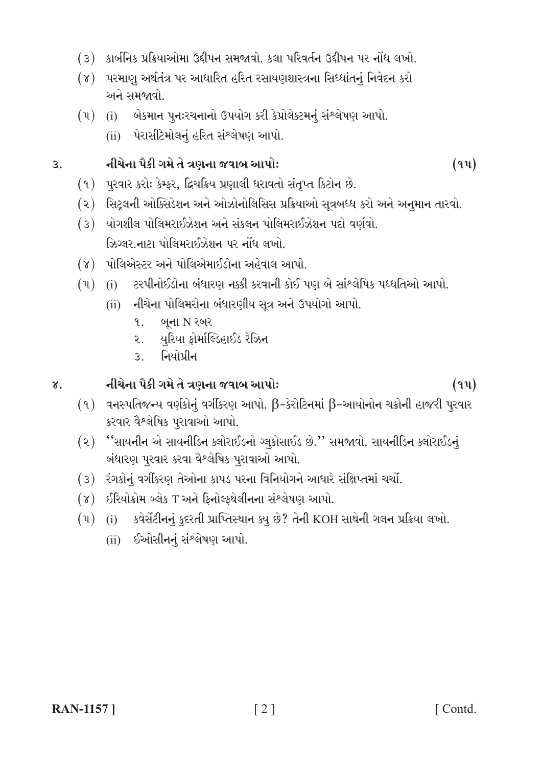(૩) કાર્બનિક પ્રક્રિયાઓમા ઉદ્દીપન સમજાવો. કલા પરિવર્તન ઉદ્દીપન પર નોંધ લખો.

(૪) પરમાણુ અર્થતંત્ર પર આધારિત હરિત રસાયણશાસ્ત્રના સિધ્ધાંતનું નિવેદન કરો અને સમજાવો.

(૫) (i) બેકમાન પુનઃરચનાનો ઉપયોગ કરી કેપ્રોલેક્ટમનું સંશ્લેષણ આપો.

(ii) પેરાસીટેમોલનું હરિત સંશ્લેષણ આપો.

**૩. નીચેના પૈકી ગમે તે ત્રણના જવાબ આપોઃ (૧૫)**

(૧) પુરવાર કરોઃ કેમ્ફર, દ્વિચક્રિય પ્રણાલી ધરાવતો સંતૃપ્ત કિટોન છે.

(૨) સિટ્રલની ઓક્સિડેશન અને ઓઝોનોલિસિસ પ્રક્રિયાઓ સૂત્રબધ્ધ કરો અને અનુમાન તારવો.

(૩) યોગશીલ પોલિમરાઈઝેશન અને સંકલન પોલિમરાઈઝેશન પદો વર્ણવો. ઝિગ્લર.નાટા પોલિમરાઈઝેશન પર નોંધ લખો.

(૪) પોલિએસ્ટર અને પોલિએમાઈડોના અહેવાલ આપો.

(૫) (i) ટરપીનોઈડોના બંધારણ નક્કી કરવાની કોઈ પણ બે સાંશ્લેષિક પધ્ધતિઓ આપો.

(ii) નીચેના પોલિમરોના બંધારણીય સૂત્ર અને ઉપયોગો આપો.

૧. બૂના N રબર

૨. યુરિયા ફોર્માલ્ડિહાઈડ રેઝિન

૩. નિયોપ્રીન

**૪. નીચેના પૈકી ગમે તે ત્રણના જવાબ આપોઃ (૧૫)**

(૧) વનસ્પતિજન્ય વર્ણકોનું વર્ગીકરણ આપો. β-કેરોટિનમાં β-આયોનોન ચક્રોની હાજરી પુરવાર કરવાર વૈશ્લેષિક પુરાવાઓ આપો.

(૨) ''સાયનીન એ સાયનીડિન ક્લોરાઈડનો ગ્લુકોસાઈડ છે.'' સમજાવો. સાયનીડિન ક્લોરાઈડનું બંધારણ પુરવાર કરવા વૈશ્લેષિક પુરાવાઓ આપો.

(૩) રંગકોનું વર્ગીકરણ તેઓના કાપડ પરના વિનિયોગને આધારે સંક્ષિપ્તમાં ચર્ચો.

(૪) ઈરિયોક્રોમ બ્લેક T અને ફિનોલ્ફથેલીનના સંશ્લેષણ આપો.

(૫) (i) કવેર્સેટીનનું કુદરતી પ્રાપ્તિસ્થાન ક્યુ છે? તેની KOH સાથેની ગલન પ્રક્રિયા લખો.

(ii) ઈઓસીનનું સંશ્લેષણ આપો.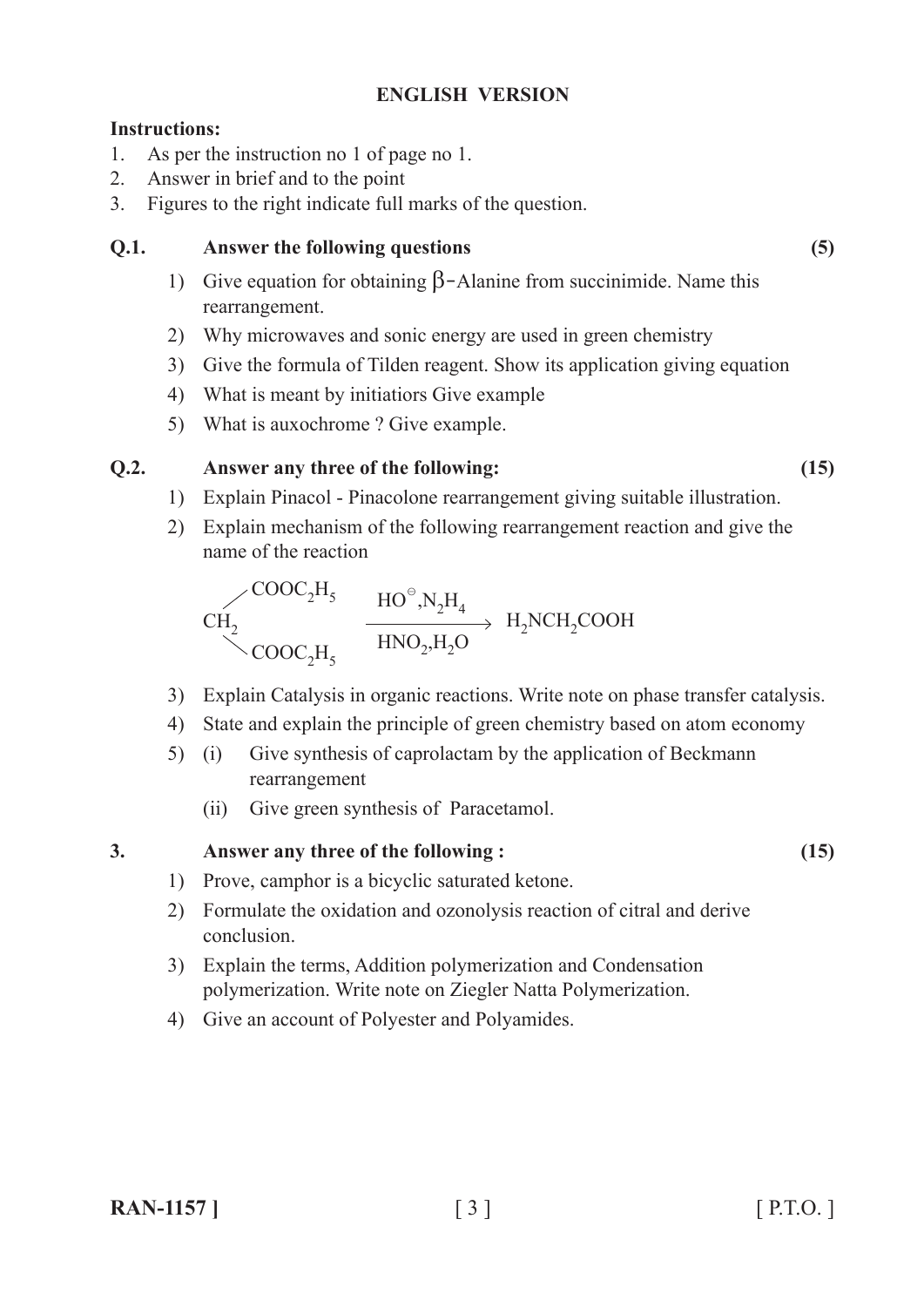**ENGLISH VERSION**

**Instructions:**

1. As per the instruction no 1 of page no 1.
2. Answer in brief and to the point
3. Figures to the right indicate full marks of the question.

**Q.1. Answer the following questions (5)**

1) Give equation for obtaining $\beta$-Alanine from succinimide. Name this rearrangement.
2) Why microwaves and sonic energy are used in green chemistry
3) Give the formula of Tilden reagent. Show its application giving equation
4) What is meant by initiatiors Give example
5) What is auxochrome ? Give example.

**Q.2. Answer any three of the following: (15)**

1) Explain Pinacol - Pinacolone rearrangement giving suitable illustration.
2) Explain mechanism of the following rearrangement reaction and give the name of the reaction

$$CH_2(COOC_2H_5)_2 \xrightarrow[HNO_2, H_2O]{HO^{\ominus}, N_2H_4} H_2NCH_2COOH$$

3) Explain Catalysis in organic reactions. Write note on phase transfer catalysis.
4) State and explain the principle of green chemistry based on atom economy
5) (i) Give synthesis of caprolactam by the application of Beckmann rearrangement

   (ii) Give green synthesis of Paracetamol.

**3. Answer any three of the following : (15)**

1) Prove, camphor is a bicyclic saturated ketone.
2) Formulate the oxidation and ozonolysis reaction of citral and derive conclusion.
3) Explain the terms, Addition polymerization and Condensation polymerization. Write note on Ziegler Natta Polymerization.
4) Give an account of Polyester and Polyamides.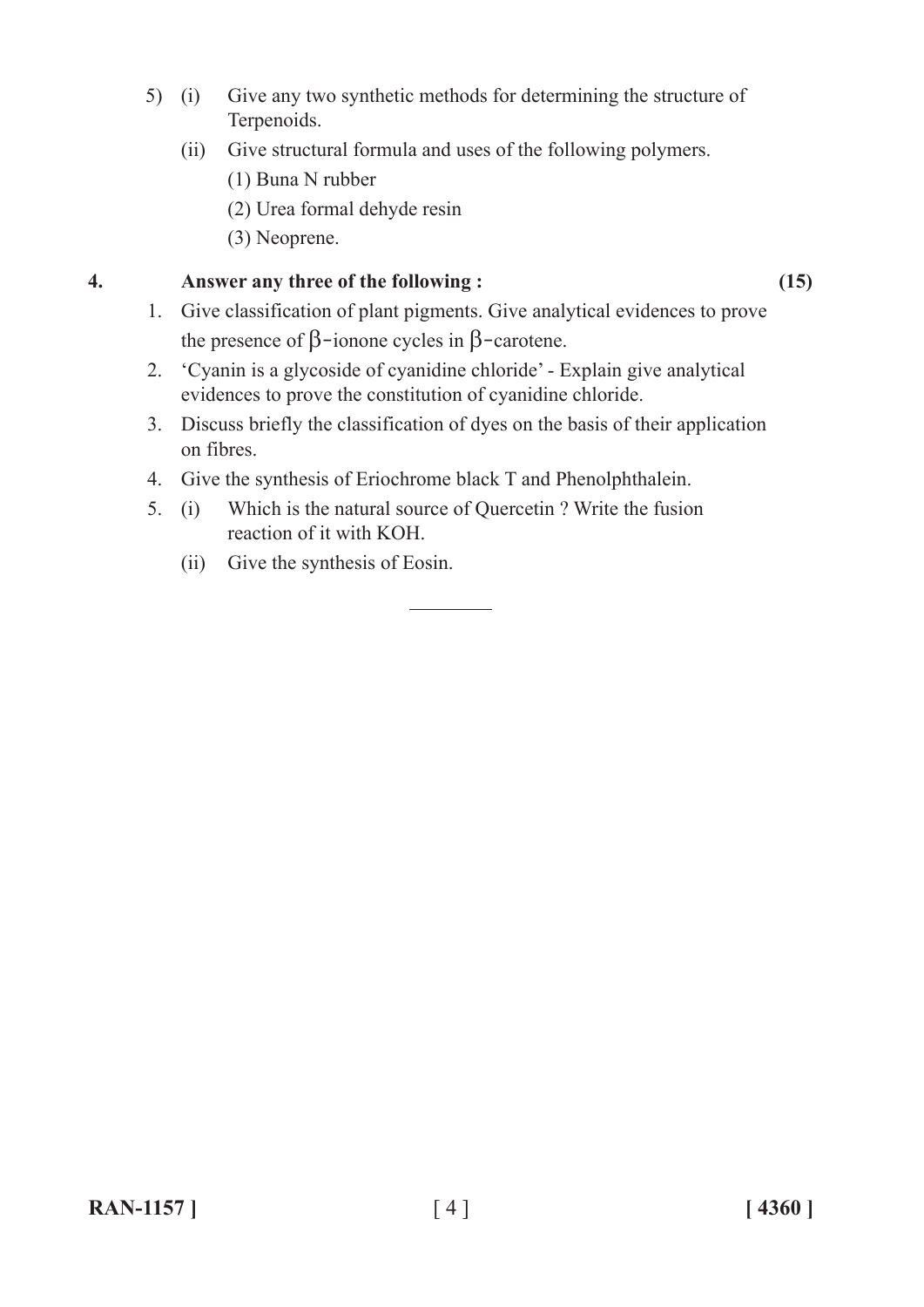5) (i) Give any two synthetic methods for determining the structure of Terpenoids.

(ii) Give structural formula and uses of the following polymers.

(1) Buna N rubber

(2) Urea formal dehyde resin

(3) Neoprene.

**4. Answer any three of the following : (15)**

1. Give classification of plant pigments. Give analytical evidences to prove the presence of $\beta$-ionone cycles in $\beta$-carotene.
2. 'Cyanin is a glycoside of cyanidine chloride' - Explain give analytical evidences to prove the constitution of cyanidine chloride.
3. Discuss briefly the classification of dyes on the basis of their application on fibres.
4. Give the synthesis of Eriochrome black T and Phenolphthalein.
5. (i) Which is the natural source of Quercetin ? Write the fusion reaction of it with KOH.

   (ii) Give the synthesis of Eosin.